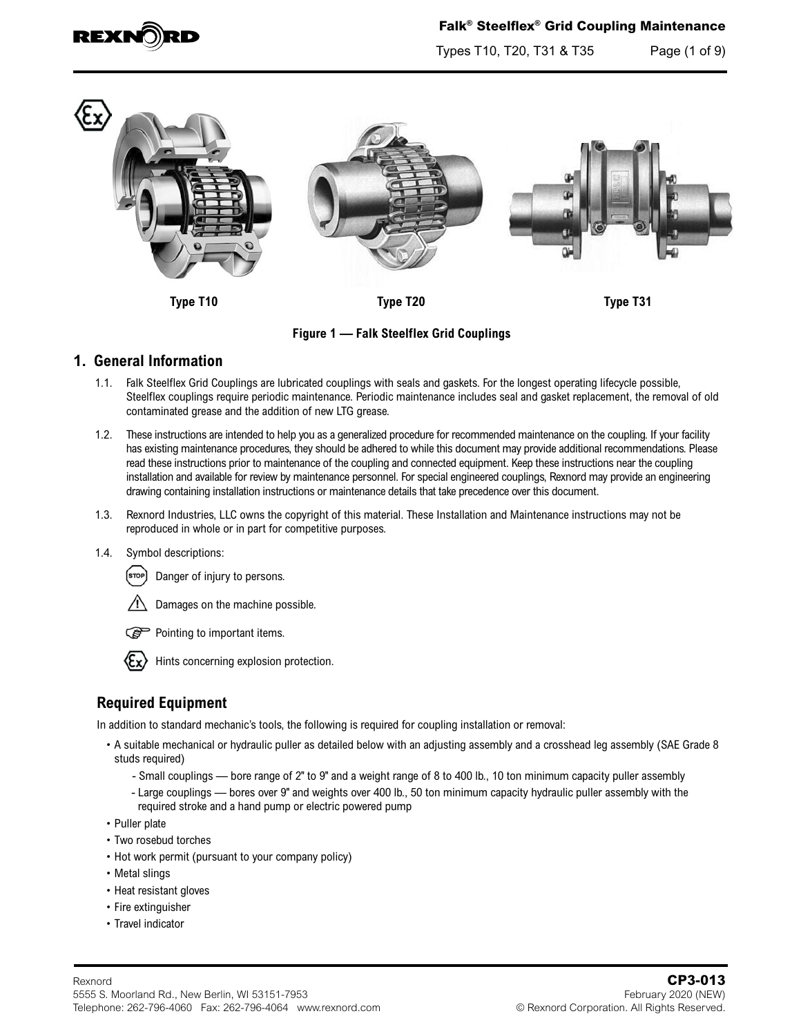# Falk® Steelflex® Grid Coupling Maintenance

Types T10, T20, T31 & T35

Type T10 Type T20 Type T31

**Figure 1 — Falk Steelflex Grid Couplings**

## 1. General Information

1.1. Falk Steelflex Grid Couplings are lubricated couplings with seals and gaskets. For the longest operating lifecycle possible, Steelflex couplings require periodic maintenance. Periodic maintenance includes seal and gasket replacement, the removal of old contaminated grease and the addition of new LTG grease.

1.2. These instructions are intended to help you as a generalized procedure for recommended maintenance on the coupling. If your facility has existing maintenance procedures, they should be adhered to while this document may provide additional recommendations. Please read these instructions prior to maintenance of the coupling and connected equipment. Keep these instructions near the coupling installation and available for review by maintenance personnel. For special engineered couplings, Rexnord may provide an engineering drawing containing installation instructions or maintenance details that take precedence over this document.

1.3. Rexnord Industries, LLC owns the copyright of this material. These Installation and Maintenance instructions may not be reproduced in whole or in part for competitive purposes.

1.4. Symbol descriptions:

- STOP — Danger of injury to persons.
- ⚠ — Damages on the machine possible.
- ☞ — Pointing to important items.
- Ex — Hints concerning explosion protection.

### Required Equipment

In addition to standard mechanic's tools, the following is required for coupling installation or removal:

- A suitable mechanical or hydraulic puller as detailed below with an adjusting assembly and a crosshead leg assembly (SAE Grade 8 studs required)
  - Small couplings — bore range of 2" to 9" and a weight range of 8 to 400 lb., 10 ton minimum capacity puller assembly
  - Large couplings — bores over 9" and weights over 400 lb., 50 ton minimum capacity hydraulic puller assembly with the required stroke and a hand pump or electric powered pump
- Puller plate
- Two rosebud torches
- Hot work permit (pursuant to your company policy)
- Metal slings
- Heat resistant gloves
- Fire extinguisher
- Travel indicator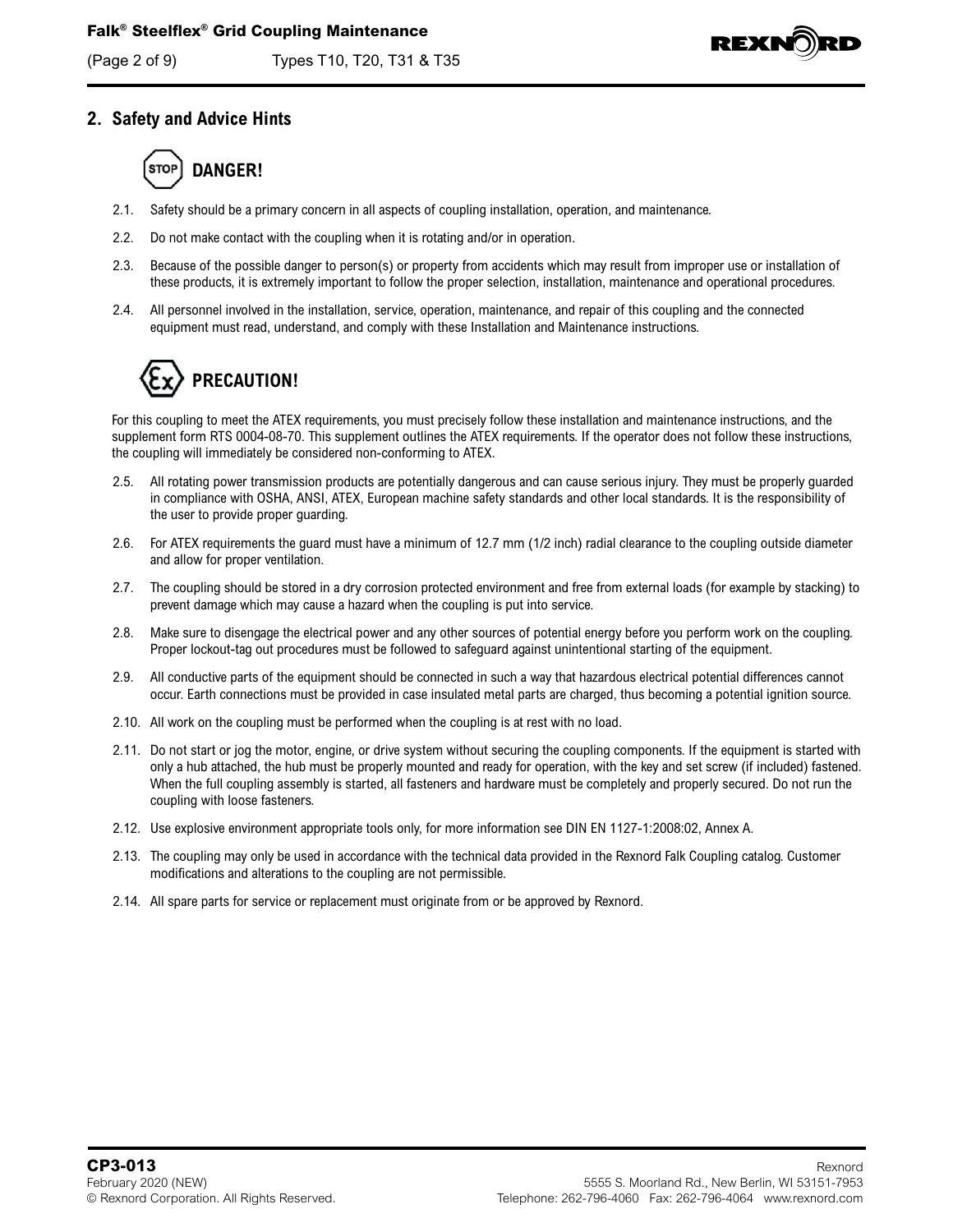## 2. Safety and Advice Hints

### DANGER!

2.1. Safety should be a primary concern in all aspects of coupling installation, operation, and maintenance.

2.2. Do not make contact with the coupling when it is rotating and/or in operation.

2.3. Because of the possible danger to person(s) or property from accidents which may result from improper use or installation of these products, it is extremely important to follow the proper selection, installation, maintenance and operational procedures.

2.4. All personnel involved in the installation, service, operation, maintenance, and repair of this coupling and the connected equipment must read, understand, and comply with these Installation and Maintenance instructions.

### PRECAUTION!

For this coupling to meet the ATEX requirements, you must precisely follow these installation and maintenance instructions, and the supplement form RTS 0004-08-70. This supplement outlines the ATEX requirements. If the operator does not follow these instructions, the coupling will immediately be considered non-conforming to ATEX.

2.5. All rotating power transmission products are potentially dangerous and can cause serious injury. They must be properly guarded in compliance with OSHA, ANSI, ATEX, European machine safety standards and other local standards. It is the responsibility of the user to provide proper guarding.

2.6. For ATEX requirements the guard must have a minimum of 12.7 mm (1/2 inch) radial clearance to the coupling outside diameter and allow for proper ventilation.

2.7. The coupling should be stored in a dry corrosion protected environment and free from external loads (for example by stacking) to prevent damage which may cause a hazard when the coupling is put into service.

2.8. Make sure to disengage the electrical power and any other sources of potential energy before you perform work on the coupling. Proper lockout-tag out procedures must be followed to safeguard against unintentional starting of the equipment.

2.9. All conductive parts of the equipment should be connected in such a way that hazardous electrical potential differences cannot occur. Earth connections must be provided in case insulated metal parts are charged, thus becoming a potential ignition source.

2.10. All work on the coupling must be performed when the coupling is at rest with no load.

2.11. Do not start or jog the motor, engine, or drive system without securing the coupling components. If the equipment is started with only a hub attached, the hub must be properly mounted and ready for operation, with the key and set screw (if included) fastened. When the full coupling assembly is started, all fasteners and hardware must be completely and properly secured. Do not run the coupling with loose fasteners.

2.12. Use explosive environment appropriate tools only, for more information see DIN EN 1127-1:2008:02, Annex A.

2.13. The coupling may only be used in accordance with the technical data provided in the Rexnord Falk Coupling catalog. Customer modifications and alterations to the coupling are not permissible.

2.14. All spare parts for service or replacement must originate from or be approved by Rexnord.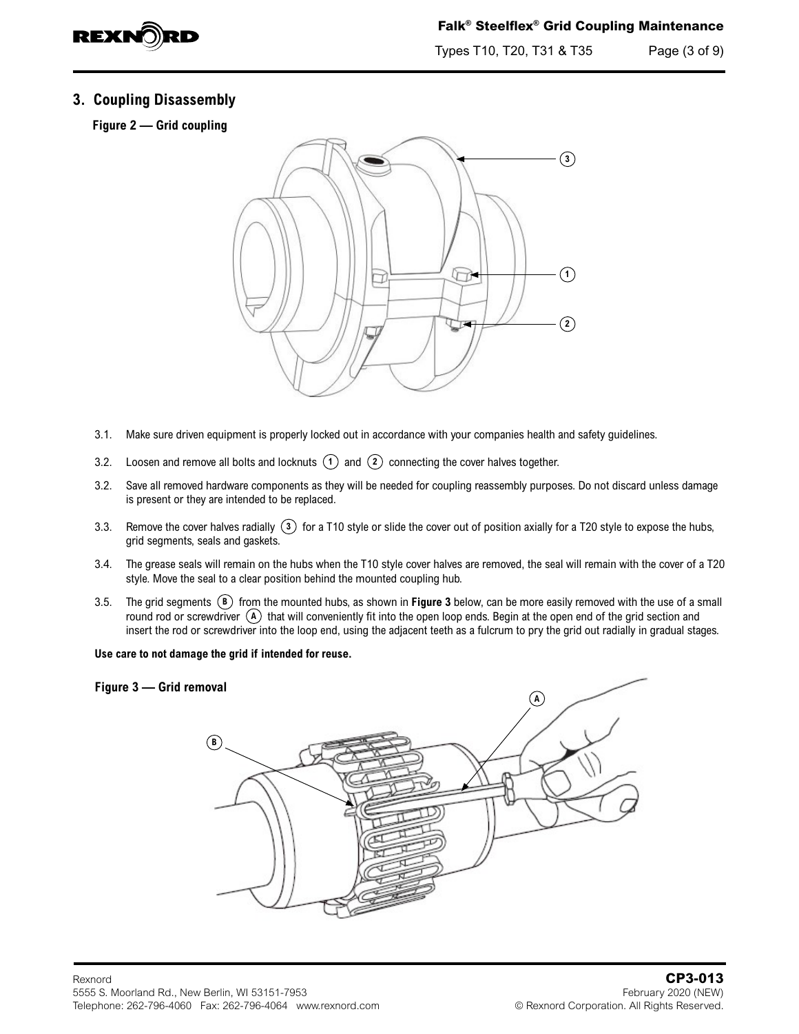## 3. Coupling Disassembly

**Figure 2 — Grid coupling**

3.1. Make sure driven equipment is properly locked out in accordance with your companies health and safety guidelines.

3.2. Loosen and remove all bolts and locknuts (1) and (2) connecting the cover halves together.

3.2. Save all removed hardware components as they will be needed for coupling reassembly purposes. Do not discard unless damage is present or they are intended to be replaced.

3.3. Remove the cover halves radially (3) for a T10 style or slide the cover out of position axially for a T20 style to expose the hubs, grid segments, seals and gaskets.

3.4. The grease seals will remain on the hubs when the T10 style cover halves are removed, the seal will remain with the cover of a T20 style. Move the seal to a clear position behind the mounted coupling hub.

3.5. The grid segments (B) from the mounted hubs, as shown in **Figure 3** below, can be more easily removed with the use of a small round rod or screwdriver (A) that will conveniently fit into the open loop ends. Begin at the open end of the grid section and insert the rod or screwdriver into the loop end, using the adjacent teeth as a fulcrum to pry the grid out radially in gradual stages.

**Use care to not damage the grid if intended for reuse.**

**Figure 3 — Grid removal**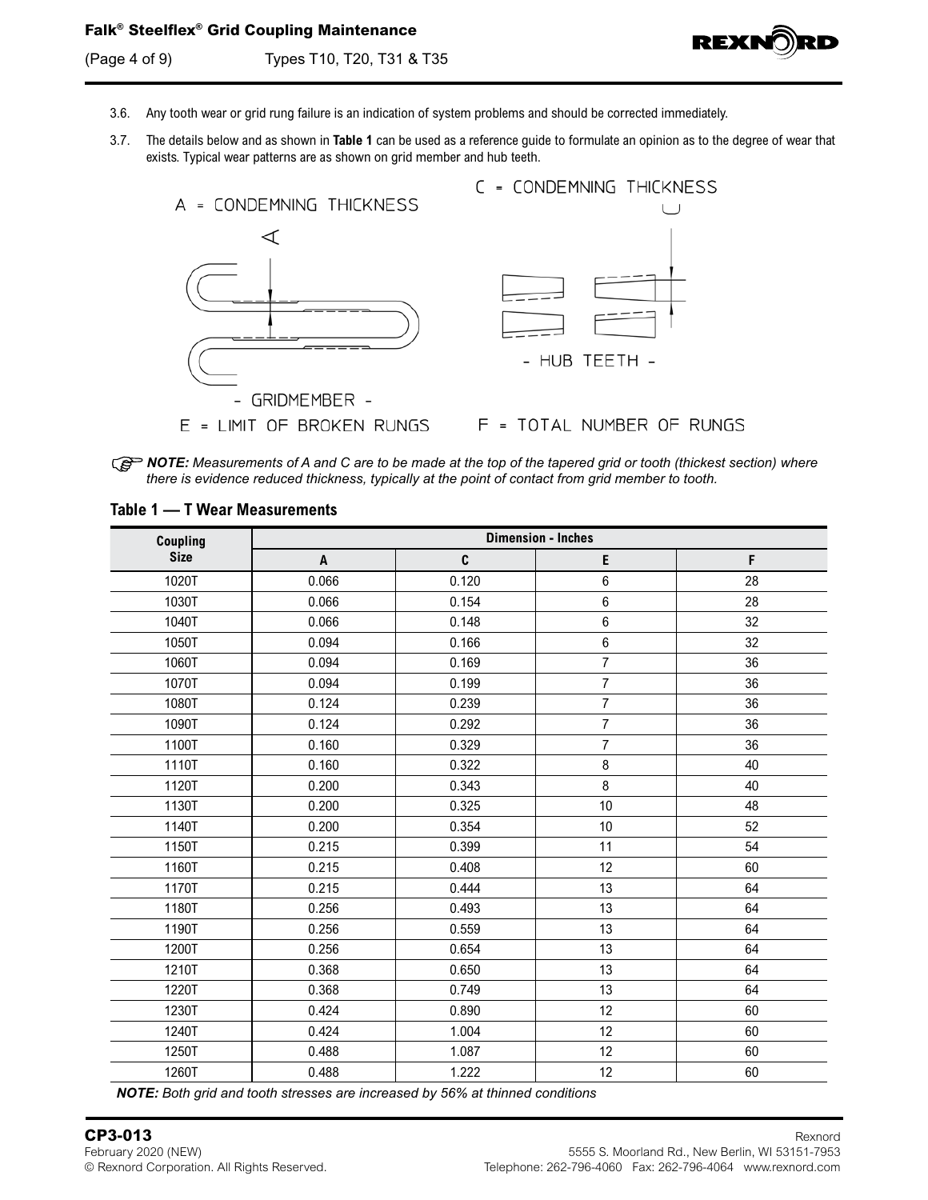3.6. Any tooth wear or grid rung failure is an indication of system problems and should be corrected immediately.

3.7. The details below and as shown in **Table 1** can be used as a reference guide to formulate an opinion as to the degree of wear that exists. Typical wear patterns are as shown on grid member and hub teeth.

A = CONDEMNING THICKNESS

C = CONDEMNING THICKNESS

- GRIDMEMBER -

- HUB TEETH -

E = LIMIT OF BROKEN RUNGS

F = TOTAL NUMBER OF RUNGS

***NOTE:*** *Measurements of A and C are to be made at the top of the tapered grid or tooth (thickest section) where there is evidence reduced thickness, typically at the point of contact from grid member to tooth.*

### Table 1 — T Wear Measurements

| Coupling Size | Dimension - Inches | | | |
|---|---|---|---|---|
| | A | C | E | F |
| 1020T | 0.066 | 0.120 | 6 | 28 |
| 1030T | 0.066 | 0.154 | 6 | 28 |
| 1040T | 0.066 | 0.148 | 6 | 32 |
| 1050T | 0.094 | 0.166 | 6 | 32 |
| 1060T | 0.094 | 0.169 | 7 | 36 |
| 1070T | 0.094 | 0.199 | 7 | 36 |
| 1080T | 0.124 | 0.239 | 7 | 36 |
| 1090T | 0.124 | 0.292 | 7 | 36 |
| 1100T | 0.160 | 0.329 | 7 | 36 |
| 1110T | 0.160 | 0.322 | 8 | 40 |
| 1120T | 0.200 | 0.343 | 8 | 40 |
| 1130T | 0.200 | 0.325 | 10 | 48 |
| 1140T | 0.200 | 0.354 | 10 | 52 |
| 1150T | 0.215 | 0.399 | 11 | 54 |
| 1160T | 0.215 | 0.408 | 12 | 60 |
| 1170T | 0.215 | 0.444 | 13 | 64 |
| 1180T | 0.256 | 0.493 | 13 | 64 |
| 1190T | 0.256 | 0.559 | 13 | 64 |
| 1200T | 0.256 | 0.654 | 13 | 64 |
| 1210T | 0.368 | 0.650 | 13 | 64 |
| 1220T | 0.368 | 0.749 | 13 | 64 |
| 1230T | 0.424 | 0.890 | 12 | 60 |
| 1240T | 0.424 | 1.004 | 12 | 60 |
| 1250T | 0.488 | 1.087 | 12 | 60 |
| 1260T | 0.488 | 1.222 | 12 | 60 |

***NOTE:*** *Both grid and tooth stresses are increased by 56% at thinned conditions*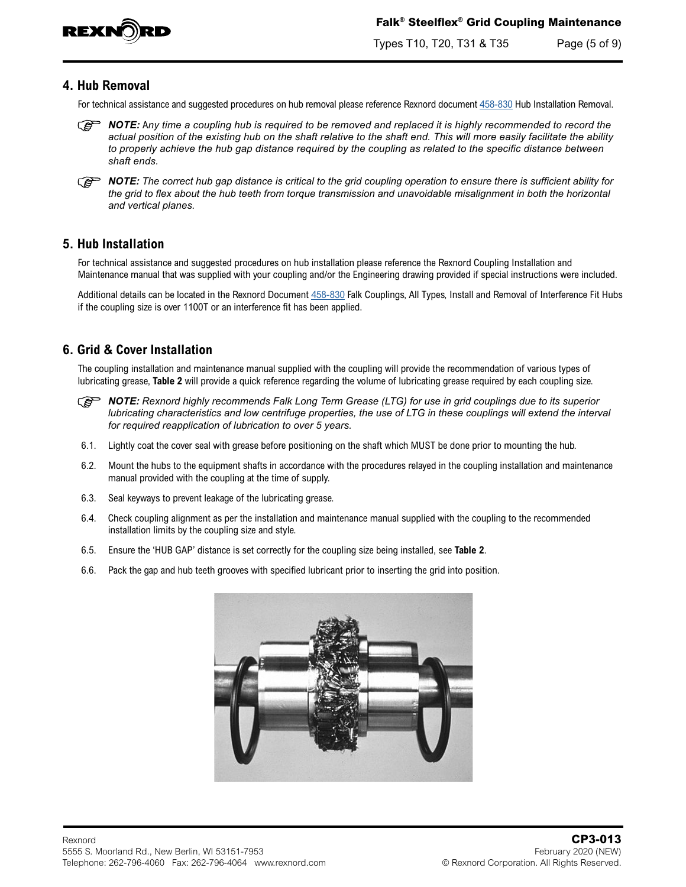## 4. Hub Removal

For technical assistance and suggested procedures on hub removal please reference Rexnord document 458-830 Hub Installation Removal.

***NOTE:*** *Any time a coupling hub is required to be removed and replaced it is highly recommended to record the actual position of the existing hub on the shaft relative to the shaft end. This will more easily facilitate the ability to properly achieve the hub gap distance required by the coupling as related to the specific distance between shaft ends.*

***NOTE:*** *The correct hub gap distance is critical to the grid coupling operation to ensure there is sufficient ability for the grid to flex about the hub teeth from torque transmission and unavoidable misalignment in both the horizontal and vertical planes.*

## 5. Hub Installation

For technical assistance and suggested procedures on hub installation please reference the Rexnord Coupling Installation and Maintenance manual that was supplied with your coupling and/or the Engineering drawing provided if special instructions were included.

Additional details can be located in the Rexnord Document 458-830 Falk Couplings, All Types, Install and Removal of Interference Fit Hubs if the coupling size is over 1100T or an interference fit has been applied.

## 6. Grid & Cover Installation

The coupling installation and maintenance manual supplied with the coupling will provide the recommendation of various types of lubricating grease, **Table 2** will provide a quick reference regarding the volume of lubricating grease required by each coupling size.

***NOTE:*** *Rexnord highly recommends Falk Long Term Grease (LTG) for use in grid couplings due to its superior lubricating characteristics and low centrifuge properties, the use of LTG in these couplings will extend the interval for required reapplication of lubrication to over 5 years.*

6.1. Lightly coat the cover seal with grease before positioning on the shaft which MUST be done prior to mounting the hub.

6.2. Mount the hubs to the equipment shafts in accordance with the procedures relayed in the coupling installation and maintenance manual provided with the coupling at the time of supply.

6.3. Seal keyways to prevent leakage of the lubricating grease.

6.4. Check coupling alignment as per the installation and maintenance manual supplied with the coupling to the recommended installation limits by the coupling size and style.

6.5. Ensure the 'HUB GAP' distance is set correctly for the coupling size being installed, see **Table 2**.

6.6. Pack the gap and hub teeth grooves with specified lubricant prior to inserting the grid into position.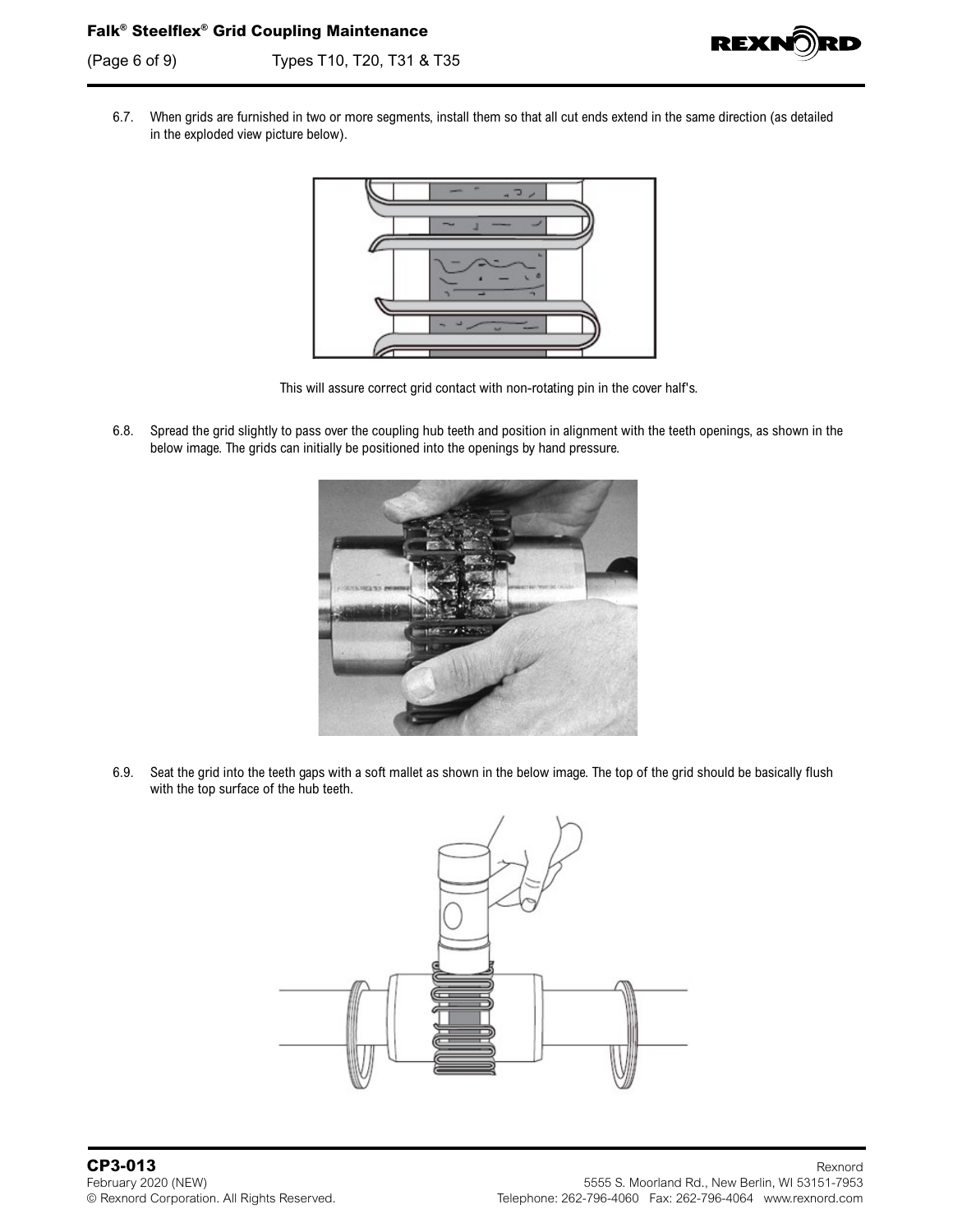6.7. When grids are furnished in two or more segments, install them so that all cut ends extend in the same direction (as detailed in the exploded view picture below).

This will assure correct grid contact with non-rotating pin in the cover half's.

6.8. Spread the grid slightly to pass over the coupling hub teeth and position in alignment with the teeth openings, as shown in the below image. The grids can initially be positioned into the openings by hand pressure.

6.9. Seat the grid into the teeth gaps with a soft mallet as shown in the below image. The top of the grid should be basically flush with the top surface of the hub teeth.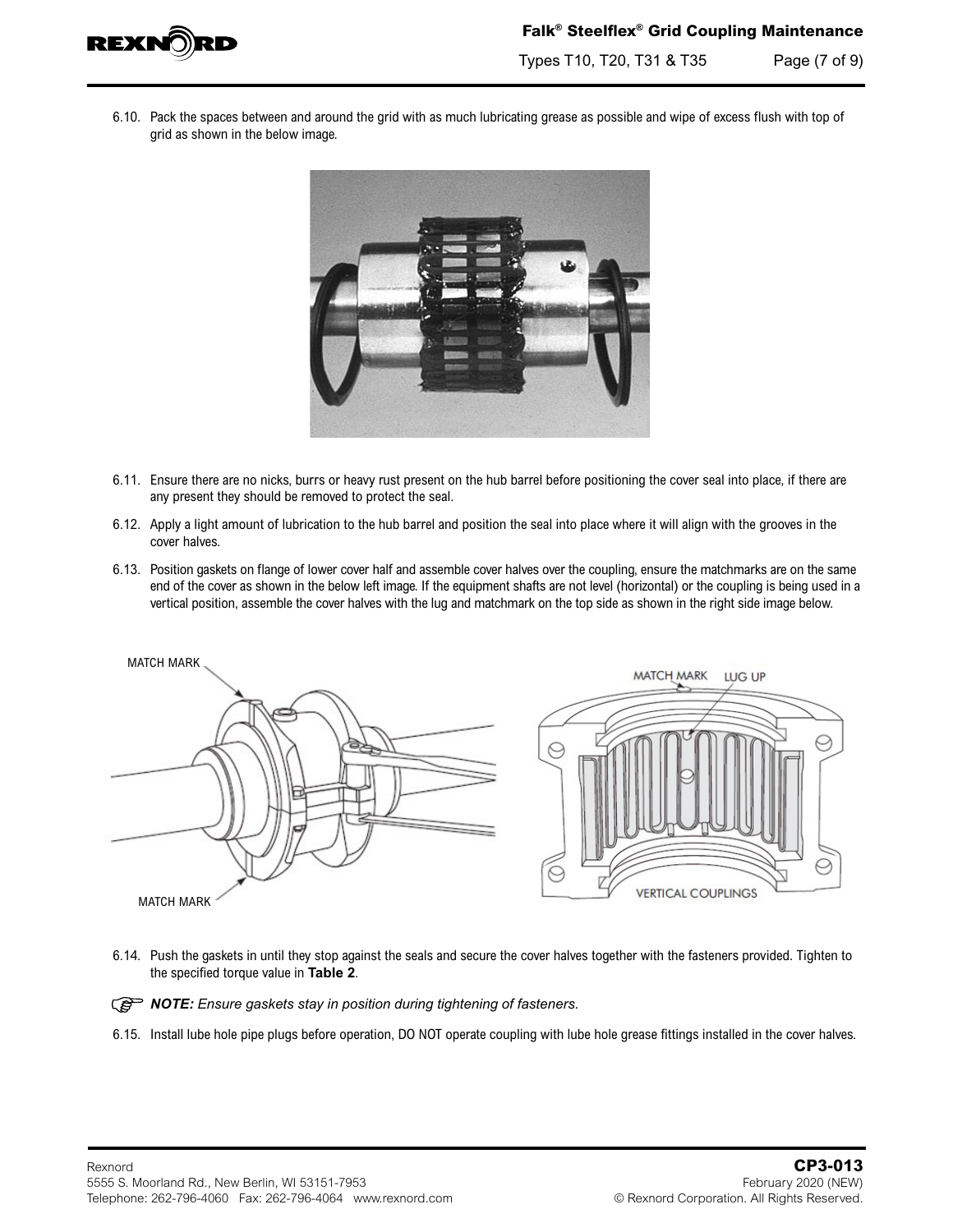6.10. Pack the spaces between and around the grid with as much lubricating grease as possible and wipe of excess flush with top of grid as shown in the below image.

6.11. Ensure there are no nicks, burrs or heavy rust present on the hub barrel before positioning the cover seal into place, if there are any present they should be removed to protect the seal.

6.12. Apply a light amount of lubrication to the hub barrel and position the seal into place where it will align with the grooves in the cover halves.

6.13. Position gaskets on flange of lower cover half and assemble cover halves over the coupling, ensure the matchmarks are on the same end of the cover as shown in the below left image. If the equipment shafts are not level (horizontal) or the coupling is being used in a vertical position, assemble the cover halves with the lug and matchmark on the top side as shown in the right side image below.

6.14. Push the gaskets in until they stop against the seals and secure the cover halves together with the fasteners provided. Tighten to the specified torque value in **Table 2**.

***NOTE:*** *Ensure gaskets stay in position during tightening of fasteners.*

6.15. Install lube hole pipe plugs before operation, DO NOT operate coupling with lube hole grease fittings installed in the cover halves.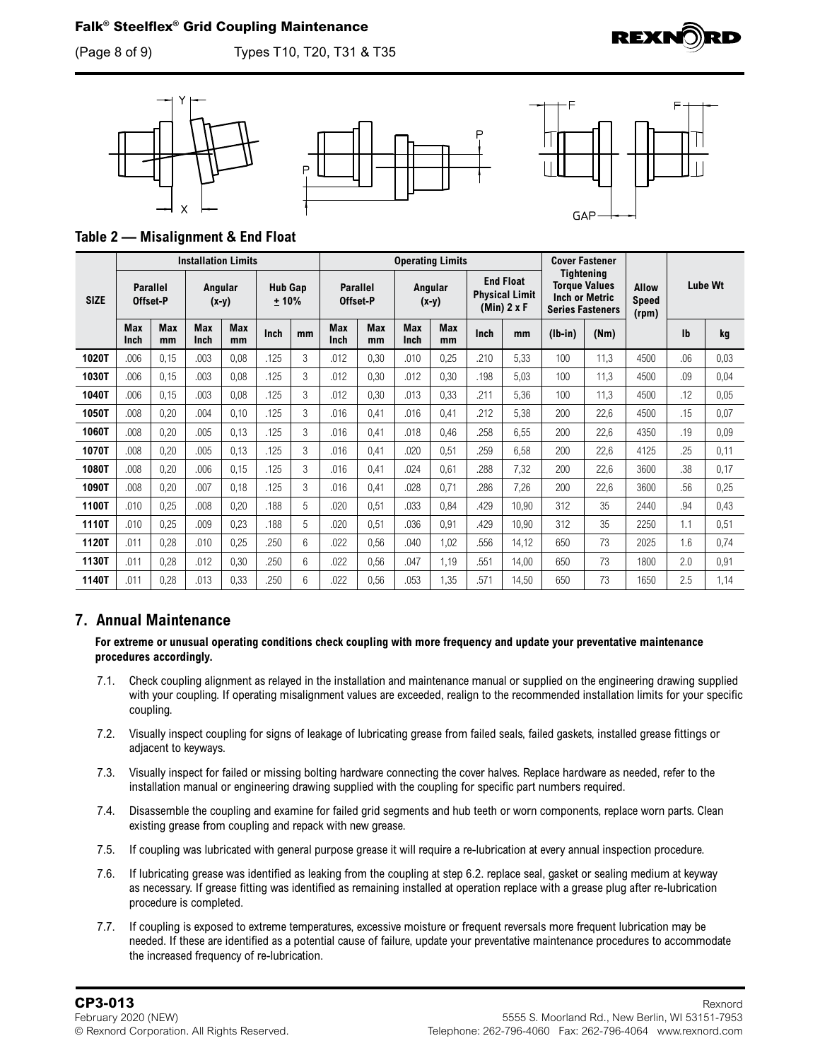Y

X

P

P

F

F

GAP

### Table 2 — Misalignment & End Float

| SIZE | Installation Limits | | | | | | Operating Limits | | | | | | Cover Fastener Tightening Torque Values Inch or Metric Series Fasteners | | Allow Speed (rpm) | Lube Wt | |
|---|---|---|---|---|---|---|---|---|---|---|---|---|---|---|---|---|---|
| | Parallel Offset-P | | Angular (x-y) | | Hub Gap ± 10% | | Parallel Offset-P | | Angular (x-y) | | End Float Physical Limit (Min) 2 x F | | | | | | |
| | Max Inch | Max mm | Max Inch | Max mm | Inch | mm | Max Inch | Max mm | Max Inch | Max mm | Inch | mm | (lb-in) | (Nm) | | lb | kg |
| **1020T** | .006 | 0,15 | .003 | 0,08 | .125 | 3 | .012 | 0,30 | .010 | 0,25 | .210 | 5,33 | 100 | 11,3 | 4500 | .06 | 0,03 |
| **1030T** | .006 | 0,15 | .003 | 0,08 | .125 | 3 | .012 | 0,30 | .012 | 0,30 | .198 | 5,03 | 100 | 11,3 | 4500 | .09 | 0,04 |
| **1040T** | .006 | 0,15 | .003 | 0,08 | .125 | 3 | .012 | 0,30 | .013 | 0,33 | .211 | 5,36 | 100 | 11,3 | 4500 | .12 | 0,05 |
| **1050T** | .008 | 0,20 | .004 | 0,10 | .125 | 3 | .016 | 0,41 | .016 | 0,41 | .212 | 5,38 | 200 | 22,6 | 4500 | .15 | 0,07 |
| **1060T** | .008 | 0,20 | .005 | 0,13 | .125 | 3 | .016 | 0,41 | .018 | 0,46 | .258 | 6,55 | 200 | 22,6 | 4350 | .19 | 0,09 |
| **1070T** | .008 | 0,20 | .005 | 0,13 | .125 | 3 | .016 | 0,41 | .020 | 0,51 | .259 | 6,58 | 200 | 22,6 | 4125 | .25 | 0,11 |
| **1080T** | .008 | 0,20 | .006 | 0,15 | .125 | 3 | .016 | 0,41 | .024 | 0,61 | .288 | 7,32 | 200 | 22,6 | 3600 | .38 | 0,17 |
| **1090T** | .008 | 0,20 | .007 | 0,18 | .125 | 3 | .016 | 0,41 | .028 | 0,71 | .286 | 7,26 | 200 | 22,6 | 3600 | .56 | 0,25 |
| **1100T** | .010 | 0,25 | .008 | 0,20 | .188 | 5 | .020 | 0,51 | .033 | 0,84 | .429 | 10,90 | 312 | 35 | 2440 | .94 | 0,43 |
| **1110T** | .010 | 0,25 | .009 | 0,23 | .188 | 5 | .020 | 0,51 | .036 | 0,91 | .429 | 10,90 | 312 | 35 | 2250 | 1.1 | 0,51 |
| **1120T** | .011 | 0,28 | .010 | 0,25 | .250 | 6 | .022 | 0,56 | .040 | 1,02 | .556 | 14,12 | 650 | 73 | 2025 | 1.6 | 0,74 |
| **1130T** | .011 | 0,28 | .012 | 0,30 | .250 | 6 | .022 | 0,56 | .047 | 1,19 | .551 | 14,00 | 650 | 73 | 1800 | 2.0 | 0,91 |
| **1140T** | .011 | 0,28 | .013 | 0,33 | .250 | 6 | .022 | 0,56 | .053 | 1,35 | .571 | 14,50 | 650 | 73 | 1650 | 2.5 | 1,14 |

## 7. Annual Maintenance

**For extreme or unusual operating conditions check coupling with more frequency and update your preventative maintenance procedures accordingly.**

7.1. Check coupling alignment as relayed in the installation and maintenance manual or supplied on the engineering drawing supplied with your coupling. If operating misalignment values are exceeded, realign to the recommended installation limits for your specific coupling.

7.2. Visually inspect coupling for signs of leakage of lubricating grease from failed seals, failed gaskets, installed grease fittings or adjacent to keyways.

7.3. Visually inspect for failed or missing bolting hardware connecting the cover halves. Replace hardware as needed, refer to the installation manual or engineering drawing supplied with the coupling for specific part numbers required.

7.4. Disassemble the coupling and examine for failed grid segments and hub teeth or worn components, replace worn parts. Clean existing grease from coupling and repack with new grease.

7.5. If coupling was lubricated with general purpose grease it will require a re-lubrication at every annual inspection procedure.

7.6. If lubricating grease was identified as leaking from the coupling at step 6.2. replace seal, gasket or sealing medium at keyway as necessary. If grease fitting was identified as remaining installed at operation replace with a grease plug after re-lubrication procedure is completed.

7.7. If coupling is exposed to extreme temperatures, excessive moisture or frequent reversals more frequent lubrication may be needed. If these are identified as a potential cause of failure, update your preventative maintenance procedures to accommodate the increased frequency of re-lubrication.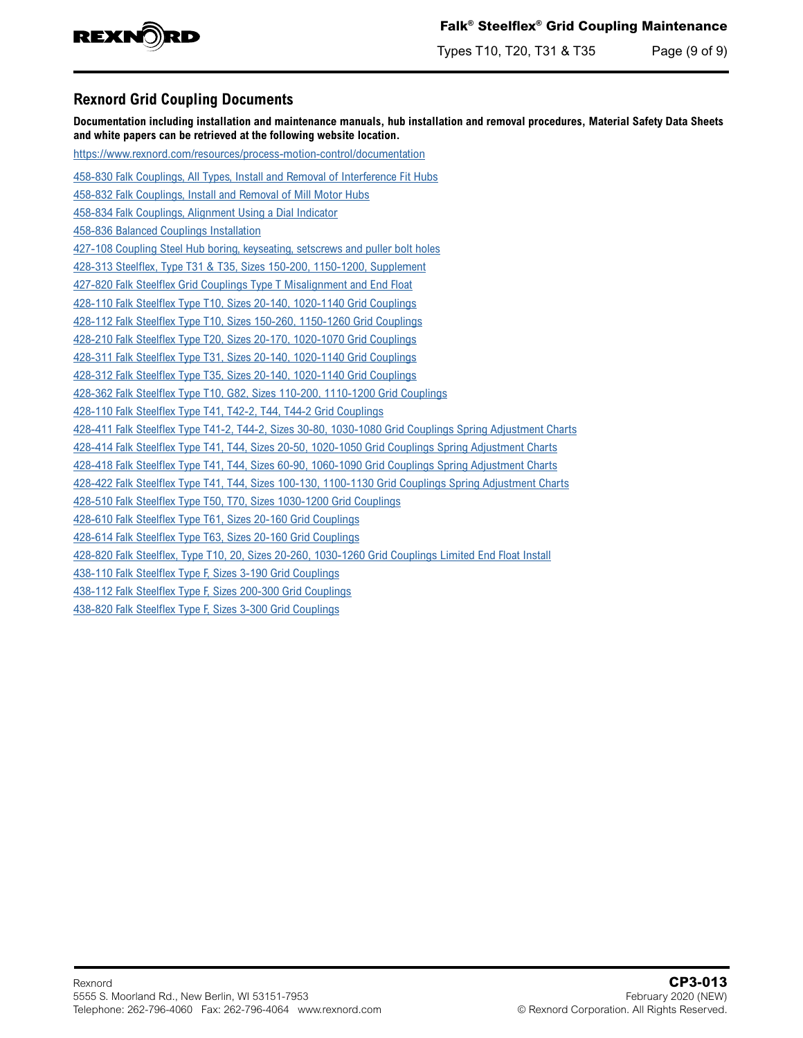## Rexnord Grid Coupling Documents

**Documentation including installation and maintenance manuals, hub installation and removal procedures, Material Safety Data Sheets and white papers can be retrieved at the following website location.**

https://www.rexnord.com/resources/process-motion-control/documentation

458-830 Falk Couplings, All Types, Install and Removal of Interference Fit Hubs

458-832 Falk Couplings, Install and Removal of Mill Motor Hubs

458-834 Falk Couplings, Alignment Using a Dial Indicator

458-836 Balanced Couplings Installation

427-108 Coupling Steel Hub boring, keyseating, setscrews and puller bolt holes

428-313 Steelflex, Type T31 & T35, Sizes 150-200, 1150-1200, Supplement

427-820 Falk Steelflex Grid Couplings Type T Misalignment and End Float

428-110 Falk Steelflex Type T10, Sizes 20-140, 1020-1140 Grid Couplings

428-112 Falk Steelflex Type T10, Sizes 150-260, 1150-1260 Grid Couplings

428-210 Falk Steelflex Type T20, Sizes 20-170, 1020-1070 Grid Couplings

428-311 Falk Steelflex Type T31, Sizes 20-140, 1020-1140 Grid Couplings

428-312 Falk Steelflex Type T35, Sizes 20-140, 1020-1140 Grid Couplings

428-362 Falk Steelflex Type T10, G82, Sizes 110-200, 1110-1200 Grid Couplings

428-110 Falk Steelflex Type T41, T42-2, T44, T44-2 Grid Couplings

428-411 Falk Steelflex Type T41-2, T44-2, Sizes 30-80, 1030-1080 Grid Couplings Spring Adjustment Charts

428-414 Falk Steelflex Type T41, T44, Sizes 20-50, 1020-1050 Grid Couplings Spring Adjustment Charts

428-418 Falk Steelflex Type T41, T44, Sizes 60-90, 1060-1090 Grid Couplings Spring Adjustment Charts

428-422 Falk Steelflex Type T41, T44, Sizes 100-130, 1100-1130 Grid Couplings Spring Adjustment Charts

428-510 Falk Steelflex Type T50, T70, Sizes 1030-1200 Grid Couplings

428-610 Falk Steelflex Type T61, Sizes 20-160 Grid Couplings

428-614 Falk Steelflex Type T63, Sizes 20-160 Grid Couplings

428-820 Falk Steelflex, Type T10, 20, Sizes 20-260, 1030-1260 Grid Couplings Limited End Float Install

438-110 Falk Steelflex Type F, Sizes 3-190 Grid Couplings

438-112 Falk Steelflex Type F, Sizes 200-300 Grid Couplings

438-820 Falk Steelflex Type F, Sizes 3-300 Grid Couplings

Rexnord
5555 S. Moorland Rd., New Berlin, WI 53151-7953
Telephone: 262-796-4060 Fax: 262-796-4064 www.rexnord.com

**CP3-013**
February 2020 (NEW)
© Rexnord Corporation. All Rights Reserved.